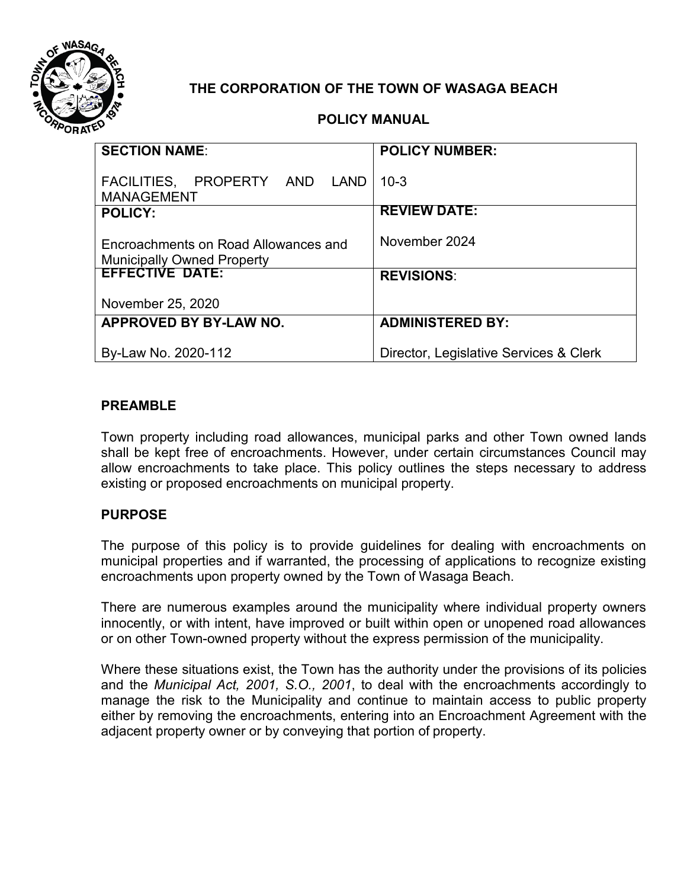# THE CORPORATION OF THE TOWN OF WASAGA BEACH

## POLICY MANUAL

| **SECTION NAME**: FACILITIES, PROPERTY AND LAND MANAGEMENT | **POLICY NUMBER:** 10-3 |
|---|---|
| **POLICY:** Encroachments on Road Allowances and Municipally Owned Property | **REVIEW DATE:** November 2024 |
| **EFFECTIVE DATE:** November 25, 2020 | **REVISIONS**: |
| **APPROVED BY BY-LAW NO.** By-Law No. 2020-112 | **ADMINISTERED BY:** Director, Legislative Services & Clerk |

### PREAMBLE

Town property including road allowances, municipal parks and other Town owned lands shall be kept free of encroachments. However, under certain circumstances Council may allow encroachments to take place. This policy outlines the steps necessary to address existing or proposed encroachments on municipal property.

### PURPOSE

The purpose of this policy is to provide guidelines for dealing with encroachments on municipal properties and if warranted, the processing of applications to recognize existing encroachments upon property owned by the Town of Wasaga Beach.

There are numerous examples around the municipality where individual property owners innocently, or with intent, have improved or built within open or unopened road allowances or on other Town-owned property without the express permission of the municipality.

Where these situations exist, the Town has the authority under the provisions of its policies and the *Municipal Act, 2001, S.O., 2001*, to deal with the encroachments accordingly to manage the risk to the Municipality and continue to maintain access to public property either by removing the encroachments, entering into an Encroachment Agreement with the adjacent property owner or by conveying that portion of property.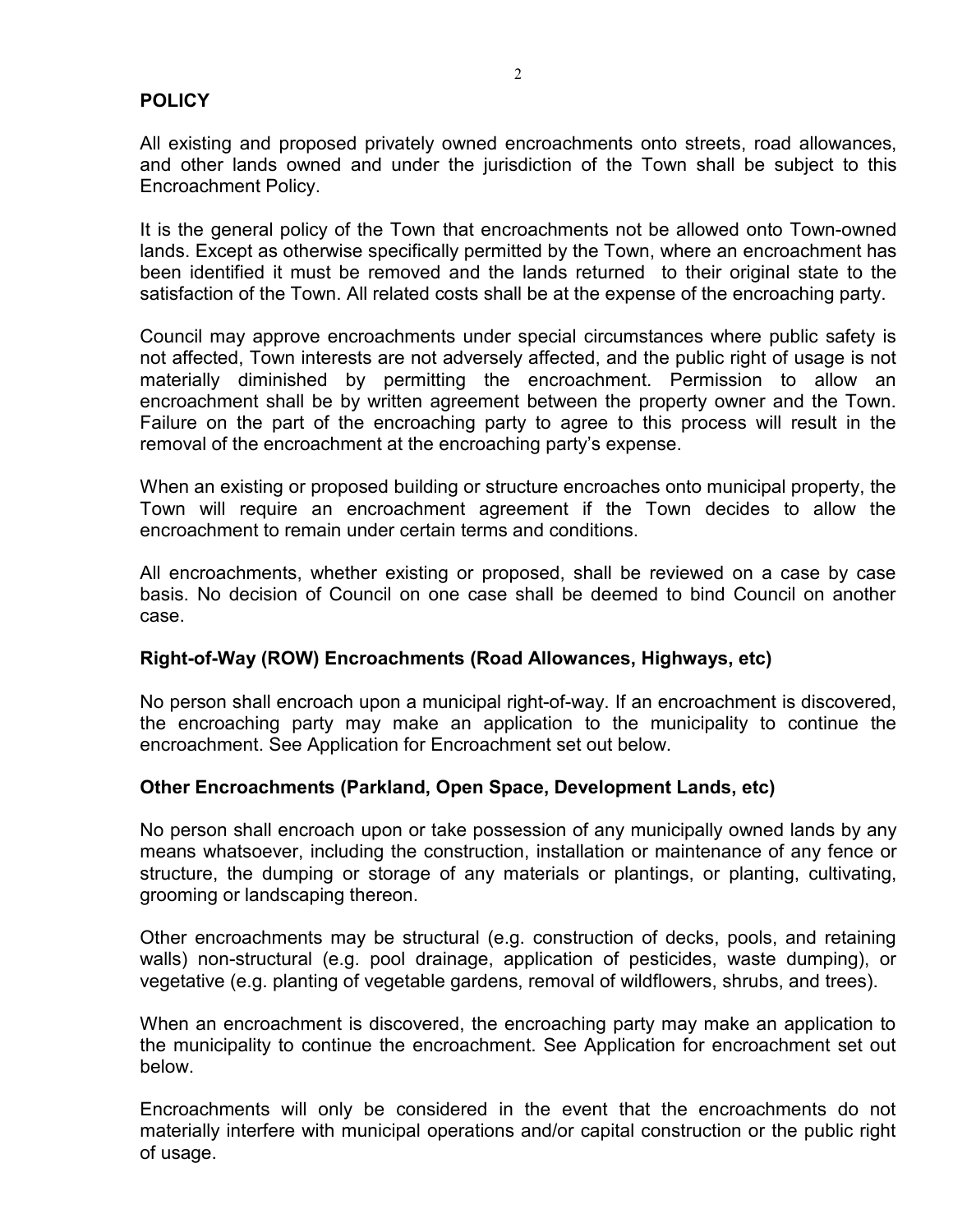## POLICY

All existing and proposed privately owned encroachments onto streets, road allowances, and other lands owned and under the jurisdiction of the Town shall be subject to this Encroachment Policy.

It is the general policy of the Town that encroachments not be allowed onto Town-owned lands. Except as otherwise specifically permitted by the Town, where an encroachment has been identified it must be removed and the lands returned to their original state to the satisfaction of the Town. All related costs shall be at the expense of the encroaching party.

Council may approve encroachments under special circumstances where public safety is not affected, Town interests are not adversely affected, and the public right of usage is not materially diminished by permitting the encroachment. Permission to allow an encroachment shall be by written agreement between the property owner and the Town. Failure on the part of the encroaching party to agree to this process will result in the removal of the encroachment at the encroaching party's expense.

When an existing or proposed building or structure encroaches onto municipal property, the Town will require an encroachment agreement if the Town decides to allow the encroachment to remain under certain terms and conditions.

All encroachments, whether existing or proposed, shall be reviewed on a case by case basis. No decision of Council on one case shall be deemed to bind Council on another case.

### Right-of-Way (ROW) Encroachments (Road Allowances, Highways, etc)

No person shall encroach upon a municipal right-of-way. If an encroachment is discovered, the encroaching party may make an application to the municipality to continue the encroachment. See Application for Encroachment set out below.

### Other Encroachments (Parkland, Open Space, Development Lands, etc)

No person shall encroach upon or take possession of any municipally owned lands by any means whatsoever, including the construction, installation or maintenance of any fence or structure, the dumping or storage of any materials or plantings, or planting, cultivating, grooming or landscaping thereon.

Other encroachments may be structural (e.g. construction of decks, pools, and retaining walls) non-structural (e.g. pool drainage, application of pesticides, waste dumping), or vegetative (e.g. planting of vegetable gardens, removal of wildflowers, shrubs, and trees).

When an encroachment is discovered, the encroaching party may make an application to the municipality to continue the encroachment. See Application for encroachment set out below.

Encroachments will only be considered in the event that the encroachments do not materially interfere with municipal operations and/or capital construction or the public right of usage.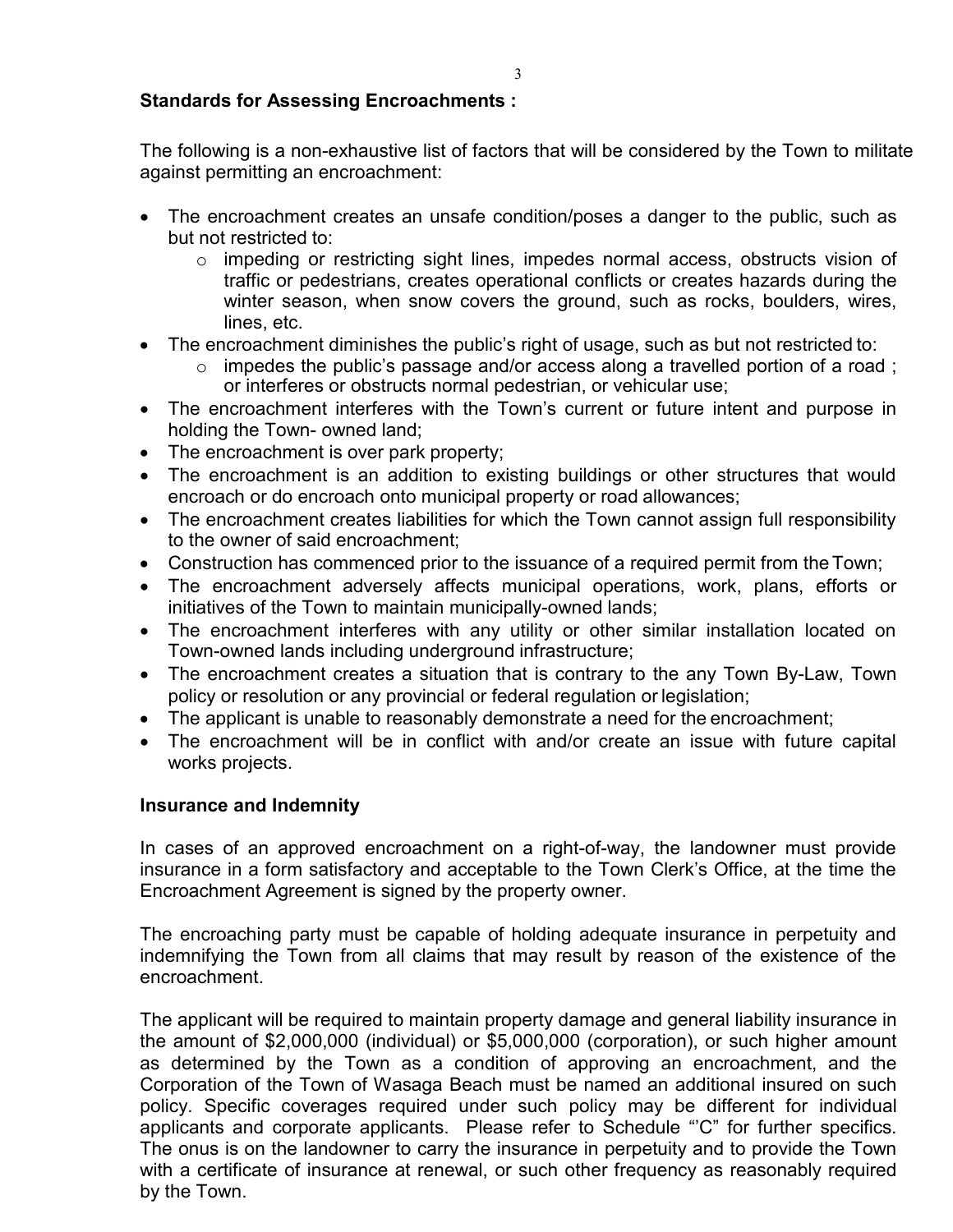**Standards for Assessing Encroachments :**

The following is a non-exhaustive list of factors that will be considered by the Town to militate against permitting an encroachment:

- The encroachment creates an unsafe condition/poses a danger to the public, such as but not restricted to:
  - impeding or restricting sight lines, impedes normal access, obstructs vision of traffic or pedestrians, creates operational conflicts or creates hazards during the winter season, when snow covers the ground, such as rocks, boulders, wires, lines, etc.
- The encroachment diminishes the public's right of usage, such as but not restricted to:
  - impedes the public's passage and/or access along a travelled portion of a road ; or interferes or obstructs normal pedestrian, or vehicular use;
- The encroachment interferes with the Town's current or future intent and purpose in holding the Town- owned land;
- The encroachment is over park property;
- The encroachment is an addition to existing buildings or other structures that would encroach or do encroach onto municipal property or road allowances;
- The encroachment creates liabilities for which the Town cannot assign full responsibility to the owner of said encroachment;
- Construction has commenced prior to the issuance of a required permit from the Town;
- The encroachment adversely affects municipal operations, work, plans, efforts or initiatives of the Town to maintain municipally-owned lands;
- The encroachment interferes with any utility or other similar installation located on Town-owned lands including underground infrastructure;
- The encroachment creates a situation that is contrary to the any Town By-Law, Town policy or resolution or any provincial or federal regulation or legislation;
- The applicant is unable to reasonably demonstrate a need for the encroachment;
- The encroachment will be in conflict with and/or create an issue with future capital works projects.

**Insurance and Indemnity**

In cases of an approved encroachment on a right-of-way, the landowner must provide insurance in a form satisfactory and acceptable to the Town Clerk's Office, at the time the Encroachment Agreement is signed by the property owner.

The encroaching party must be capable of holding adequate insurance in perpetuity and indemnifying the Town from all claims that may result by reason of the existence of the encroachment.

The applicant will be required to maintain property damage and general liability insurance in the amount of $2,000,000 (individual) or $5,000,000 (corporation), or such higher amount as determined by the Town as a condition of approving an encroachment, and the Corporation of the Town of Wasaga Beach must be named an additional insured on such policy. Specific coverages required under such policy may be different for individual applicants and corporate applicants. Please refer to Schedule "'C" for further specifics. The onus is on the landowner to carry the insurance in perpetuity and to provide the Town with a certificate of insurance at renewal, or such other frequency as reasonably required by the Town.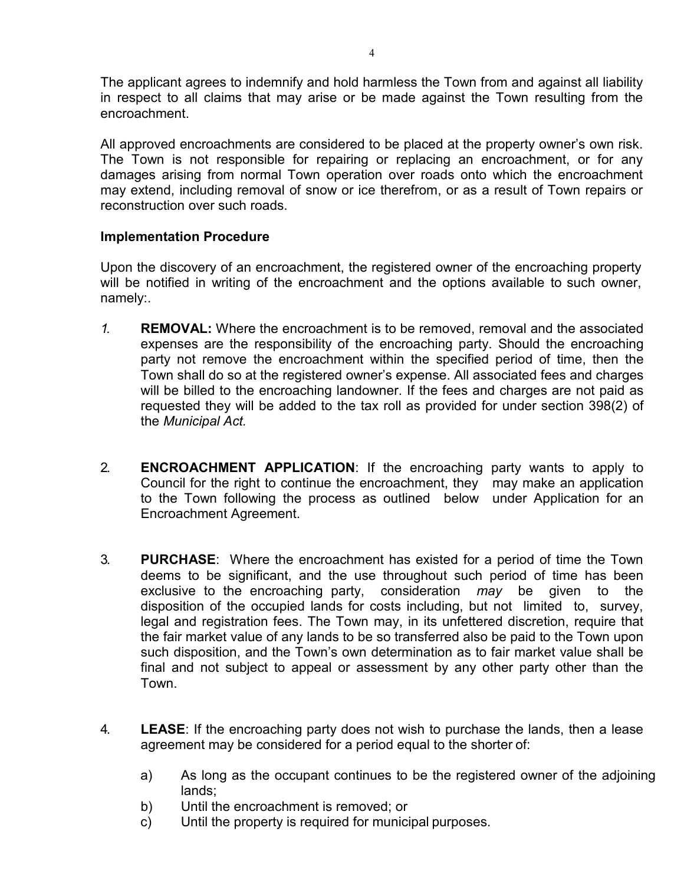The applicant agrees to indemnify and hold harmless the Town from and against all liability in respect to all claims that may arise or be made against the Town resulting from the encroachment.

All approved encroachments are considered to be placed at the property owner's own risk. The Town is not responsible for repairing or replacing an encroachment, or for any damages arising from normal Town operation over roads onto which the encroachment may extend, including removal of snow or ice therefrom, or as a result of Town repairs or reconstruction over such roads.

**Implementation Procedure**

Upon the discovery of an encroachment, the registered owner of the encroaching property will be notified in writing of the encroachment and the options available to such owner, namely:.

1. **REMOVAL:** Where the encroachment is to be removed, removal and the associated expenses are the responsibility of the encroaching party. Should the encroaching party not remove the encroachment within the specified period of time, then the Town shall do so at the registered owner's expense. All associated fees and charges will be billed to the encroaching landowner. If the fees and charges are not paid as requested they will be added to the tax roll as provided for under section 398(2) of the *Municipal Act.*

2. **ENCROACHMENT APPLICATION**: If the encroaching party wants to apply to Council for the right to continue the encroachment, they may make an application to the Town following the process as outlined below under Application for an Encroachment Agreement.

3. **PURCHASE**: Where the encroachment has existed for a period of time the Town deems to be significant, and the use throughout such period of time has been exclusive to the encroaching party, consideration *may* be given to the disposition of the occupied lands for costs including, but not limited to, survey, legal and registration fees. The Town may, in its unfettered discretion, require that the fair market value of any lands to be so transferred also be paid to the Town upon such disposition, and the Town's own determination as to fair market value shall be final and not subject to appeal or assessment by any other party other than the Town.

4. **LEASE**: If the encroaching party does not wish to purchase the lands, then a lease agreement may be considered for a period equal to the shorter of:

   a) As long as the occupant continues to be the registered owner of the adjoining lands;
   b) Until the encroachment is removed; or
   c) Until the property is required for municipal purposes.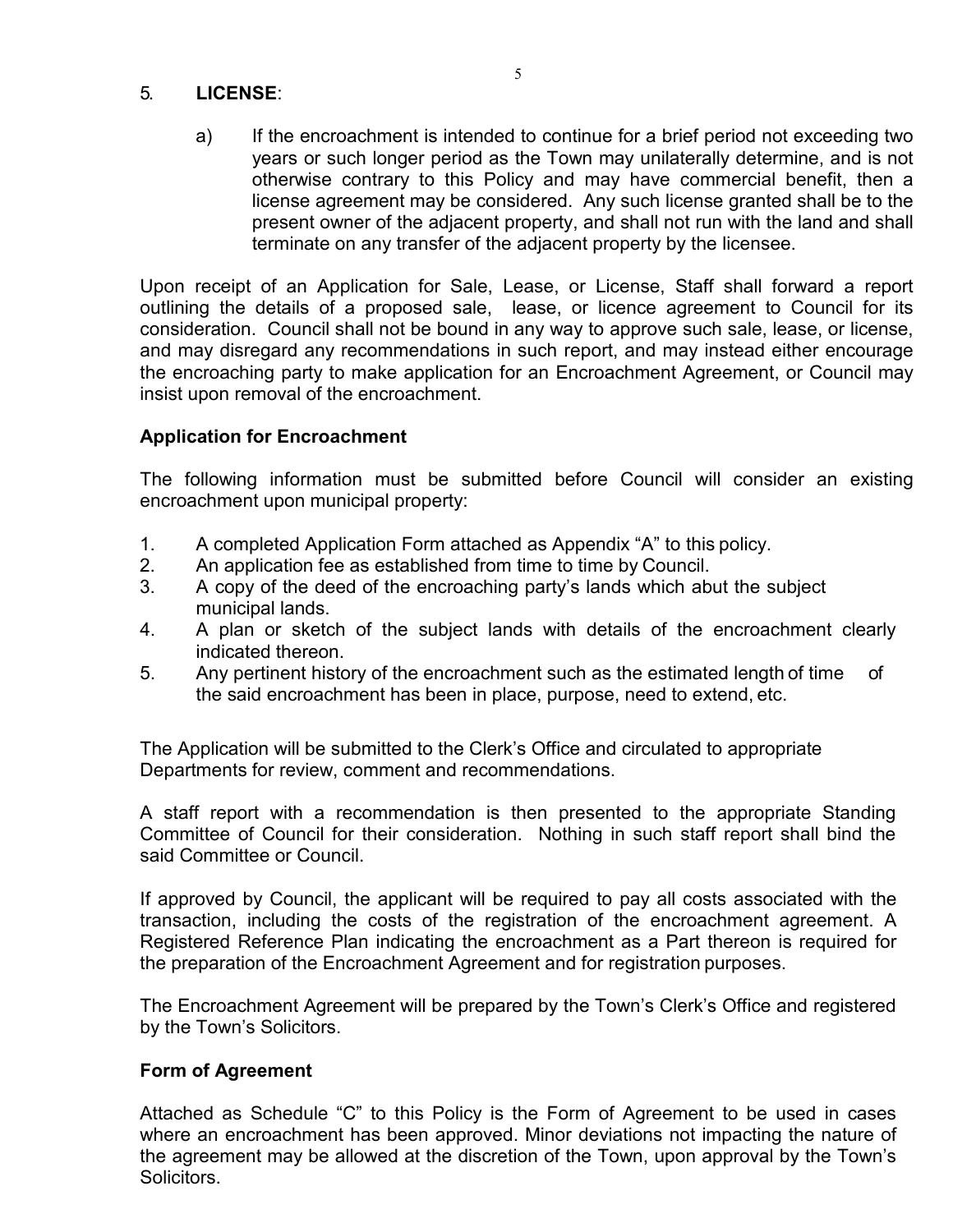5. **LICENSE**:

   a) If the encroachment is intended to continue for a brief period not exceeding two years or such longer period as the Town may unilaterally determine, and is not otherwise contrary to this Policy and may have commercial benefit, then a license agreement may be considered. Any such license granted shall be to the present owner of the adjacent property, and shall not run with the land and shall terminate on any transfer of the adjacent property by the licensee.

Upon receipt of an Application for Sale, Lease, or License, Staff shall forward a report outlining the details of a proposed sale, lease, or licence agreement to Council for its consideration. Council shall not be bound in any way to approve such sale, lease, or license, and may disregard any recommendations in such report, and may instead either encourage the encroaching party to make application for an Encroachment Agreement, or Council may insist upon removal of the encroachment.

**Application for Encroachment**

The following information must be submitted before Council will consider an existing encroachment upon municipal property:

1. A completed Application Form attached as Appendix "A" to this policy.
2. An application fee as established from time to time by Council.
3. A copy of the deed of the encroaching party's lands which abut the subject municipal lands.
4. A plan or sketch of the subject lands with details of the encroachment clearly indicated thereon.
5. Any pertinent history of the encroachment such as the estimated length of time of the said encroachment has been in place, purpose, need to extend, etc.

The Application will be submitted to the Clerk's Office and circulated to appropriate Departments for review, comment and recommendations.

A staff report with a recommendation is then presented to the appropriate Standing Committee of Council for their consideration. Nothing in such staff report shall bind the said Committee or Council.

If approved by Council, the applicant will be required to pay all costs associated with the transaction, including the costs of the registration of the encroachment agreement. A Registered Reference Plan indicating the encroachment as a Part thereon is required for the preparation of the Encroachment Agreement and for registration purposes.

The Encroachment Agreement will be prepared by the Town's Clerk's Office and registered by the Town's Solicitors.

**Form of Agreement**

Attached as Schedule "C" to this Policy is the Form of Agreement to be used in cases where an encroachment has been approved. Minor deviations not impacting the nature of the agreement may be allowed at the discretion of the Town, upon approval by the Town's Solicitors.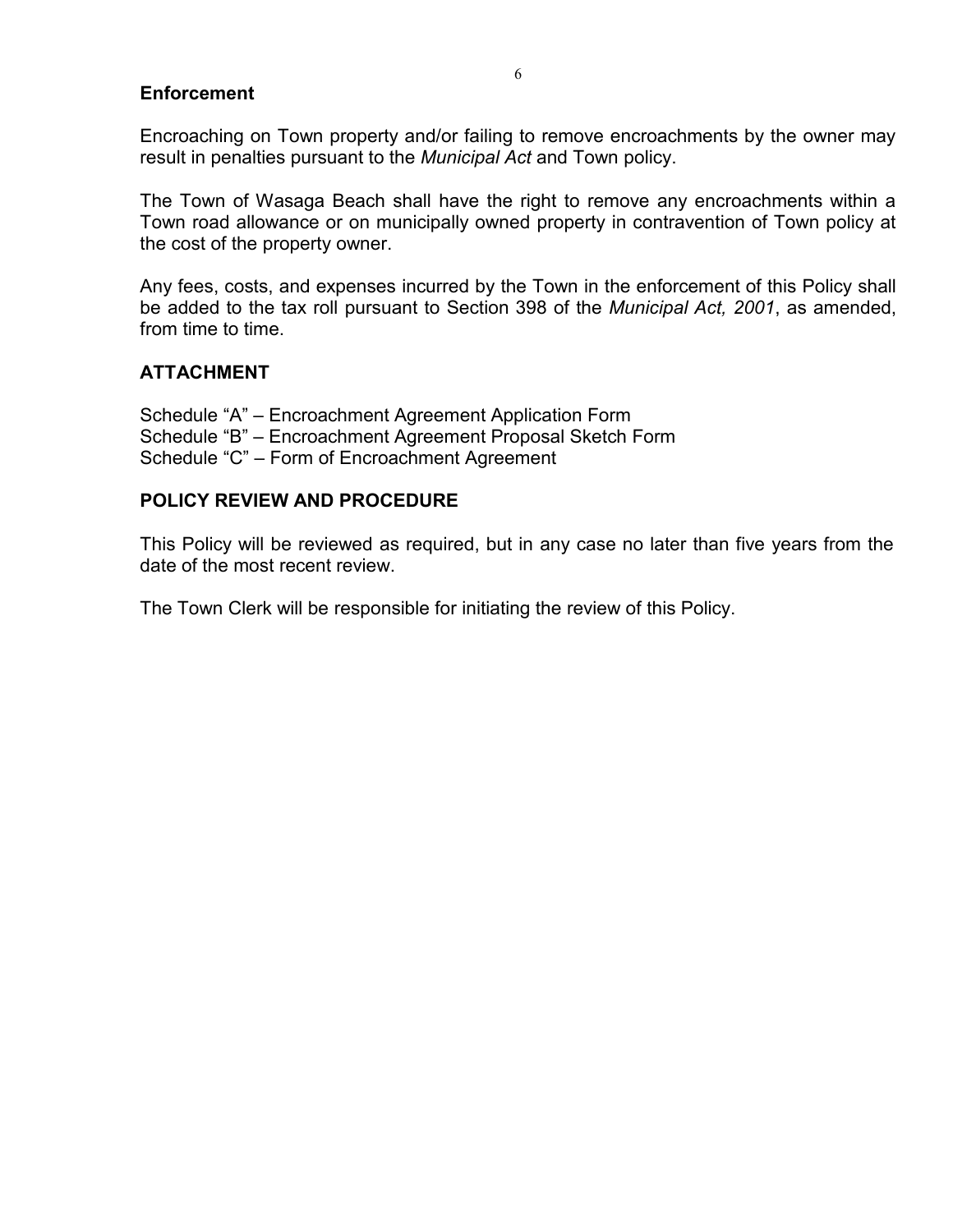### Enforcement

Encroaching on Town property and/or failing to remove encroachments by the owner may result in penalties pursuant to the *Municipal Act* and Town policy.

The Town of Wasaga Beach shall have the right to remove any encroachments within a Town road allowance or on municipally owned property in contravention of Town policy at the cost of the property owner.

Any fees, costs, and expenses incurred by the Town in the enforcement of this Policy shall be added to the tax roll pursuant to Section 398 of the *Municipal Act, 2001*, as amended, from time to time.

## ATTACHMENT

Schedule “A” – Encroachment Agreement Application Form
Schedule “B” – Encroachment Agreement Proposal Sketch Form
Schedule “C” – Form of Encroachment Agreement

## POLICY REVIEW AND PROCEDURE

This Policy will be reviewed as required, but in any case no later than five years from the date of the most recent review.

The Town Clerk will be responsible for initiating the review of this Policy.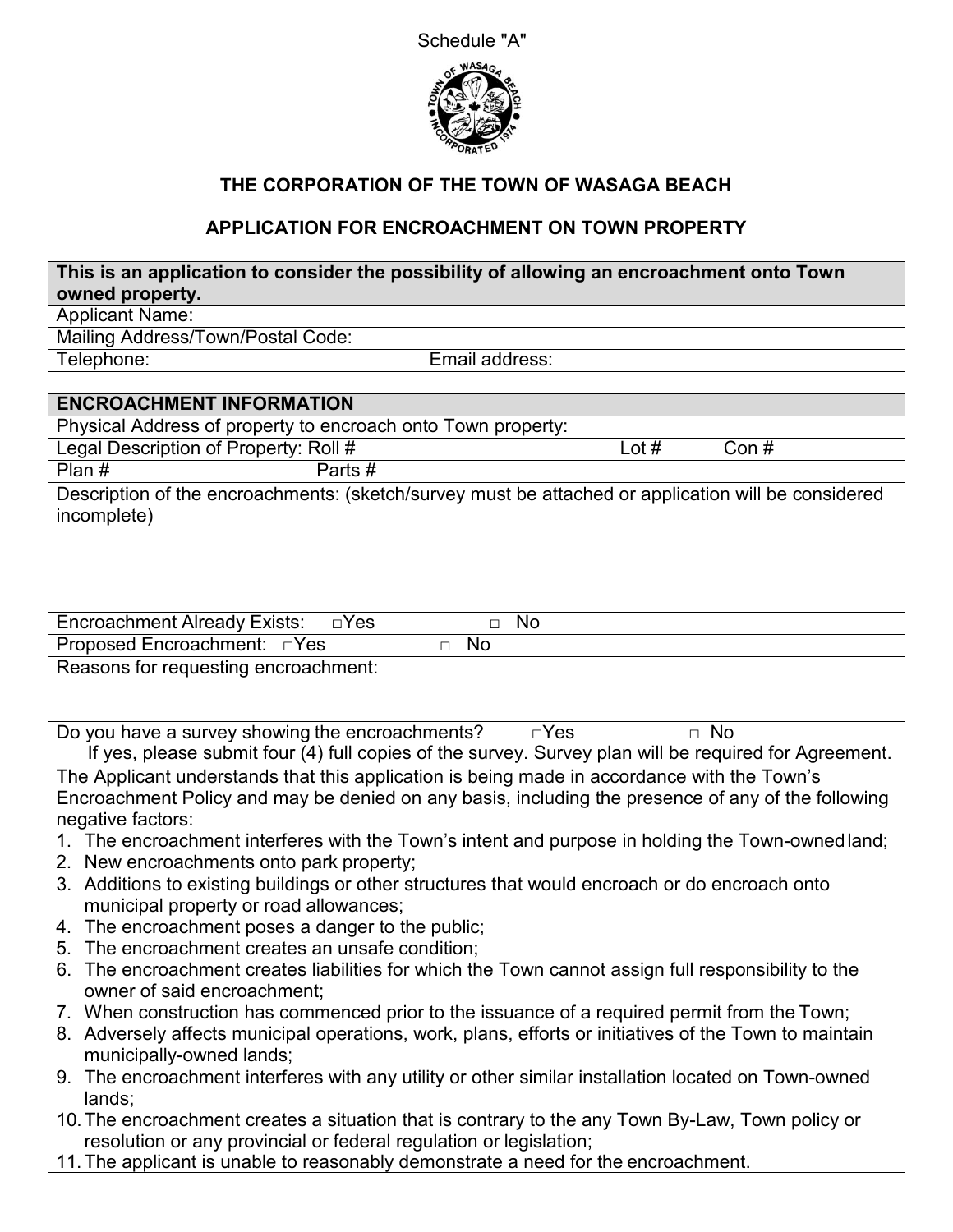Schedule "A"

**THE CORPORATION OF THE TOWN OF WASAGA BEACH**

**APPLICATION FOR ENCROACHMENT ON TOWN PROPERTY**

| **This is an application to consider the possibility of allowing an encroachment onto Town owned property.** | | |
|---|---|---|
| Applicant Name: | | |
| Mailing Address/Town/Postal Code: | | |
| Telephone: | Email address: | |
| | | |
| **ENCROACHMENT INFORMATION** | | |
| Physical Address of property to encroach onto Town property: | | |
| Legal Description of Property: Roll # | Lot # | Con # |
| Plan # | Parts # | |
| Description of the encroachments: (sketch/survey must be attached or application will be considered incomplete) | | |
| Encroachment Already Exists: □Yes | □ No | |
| Proposed Encroachment: □Yes | □ No | |
| Reasons for requesting encroachment: | | |
| Do you have a survey showing the encroachments? □Yes | □ No | |
| If yes, please submit four (4) full copies of the survey. Survey plan will be required for Agreement. | | |

The Applicant understands that this application is being made in accordance with the Town's Encroachment Policy and may be denied on any basis, including the presence of any of the following negative factors:

1. The encroachment interferes with the Town's intent and purpose in holding the Town-owned land;
2. New encroachments onto park property;
3. Additions to existing buildings or other structures that would encroach or do encroach onto municipal property or road allowances;
4. The encroachment poses a danger to the public;
5. The encroachment creates an unsafe condition;
6. The encroachment creates liabilities for which the Town cannot assign full responsibility to the owner of said encroachment;
7. When construction has commenced prior to the issuance of a required permit from the Town;
8. Adversely affects municipal operations, work, plans, efforts or initiatives of the Town to maintain municipally-owned lands;
9. The encroachment interferes with any utility or other similar installation located on Town-owned lands;
10. The encroachment creates a situation that is contrary to the any Town By-Law, Town policy or resolution or any provincial or federal regulation or legislation;
11. The applicant is unable to reasonably demonstrate a need for the encroachment.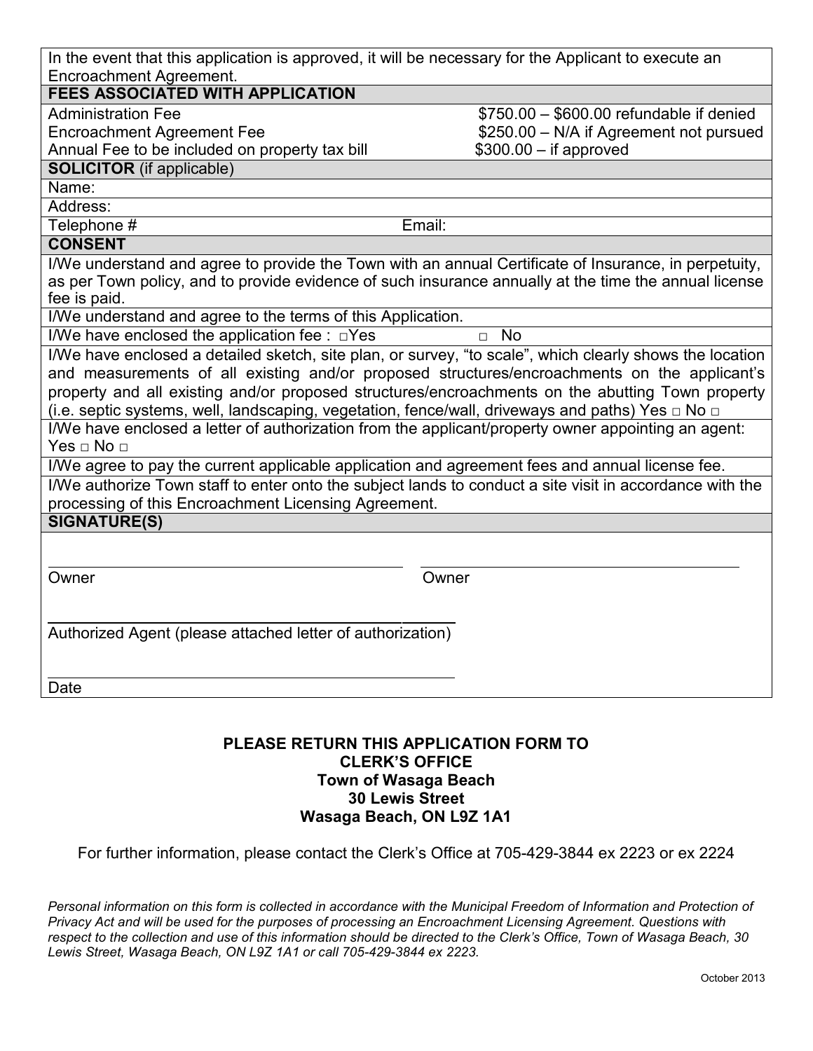In the event that this application is approved, it will be necessary for the Applicant to execute an Encroachment Agreement.

**FEES ASSOCIATED WITH APPLICATION**

| | |
|---|---|
| Administration Fee | $750.00 – $600.00 refundable if denied |
| Encroachment Agreement Fee | $250.00 – N/A if Agreement not pursued |
| Annual Fee to be included on property tax bill | $300.00 – if approved |

**SOLICITOR** (if applicable)

Name:

Address:

Telephone # Email:

**CONSENT**

I/We understand and agree to provide the Town with an annual Certificate of Insurance, in perpetuity, as per Town policy, and to provide evidence of such insurance annually at the time the annual license fee is paid.

I/We understand and agree to the terms of this Application.

I/We have enclosed the application fee : □Yes □ No

I/We have enclosed a detailed sketch, site plan, or survey, "to scale", which clearly shows the location and measurements of all existing and/or proposed structures/encroachments on the applicant's property and all existing and/or proposed structures/encroachments on the abutting Town property (i.e. septic systems, well, landscaping, vegetation, fence/wall, driveways and paths) Yes □ No □

I/We have enclosed a letter of authorization from the applicant/property owner appointing an agent: Yes □ No □

I/We agree to pay the current applicable application and agreement fees and annual license fee.

I/We authorize Town staff to enter onto the subject lands to conduct a site visit in accordance with the processing of this Encroachment Licensing Agreement.

**SIGNATURE(S)**

_______________________________ _______________________________

Owner Owner

_______________________________

Authorized Agent (please attached letter of authorization)

_______________________________

Date

**PLEASE RETURN THIS APPLICATION FORM TO**
**CLERK'S OFFICE**
**Town of Wasaga Beach**
**30 Lewis Street**
**Wasaga Beach, ON L9Z 1A1**

For further information, please contact the Clerk's Office at 705-429-3844 ex 2223 or ex 2224

*Personal information on this form is collected in accordance with the Municipal Freedom of Information and Protection of Privacy Act and will be used for the purposes of processing an Encroachment Licensing Agreement. Questions with respect to the collection and use of this information should be directed to the Clerk's Office, Town of Wasaga Beach, 30 Lewis Street, Wasaga Beach, ON L9Z 1A1 or call 705-429-3844 ex 2223.*

October 2013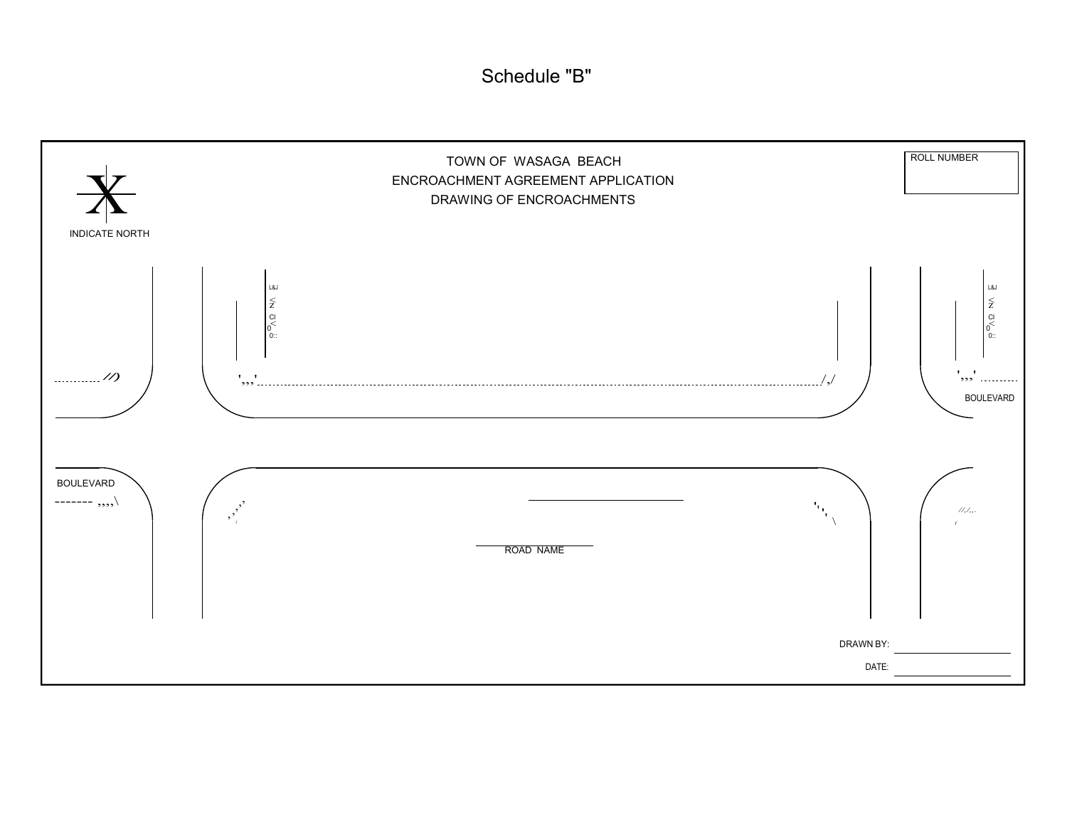# Schedule "B"

TOWN OF WASAGA BEACH
ENCROACHMENT AGREEMENT APPLICATION
DRAWING OF ENCROACHMENTS

ROLL NUMBER

INDICATE NORTH

BOULEVARD

BOULEVARD

ROAD NAME

DRAWN BY:

DATE: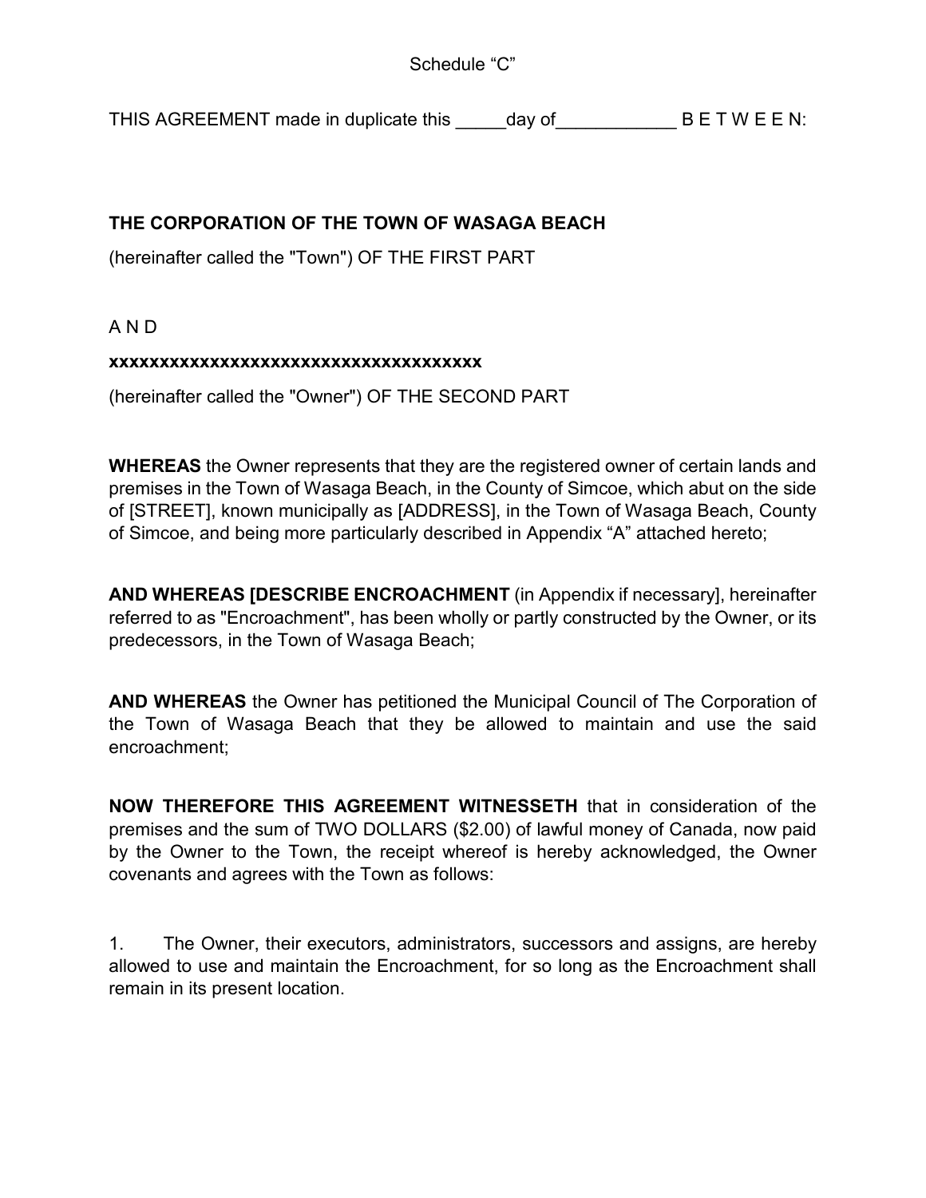Schedule “C”

THIS AGREEMENT made in duplicate this _____day of____________ B E T W E E N:

**THE CORPORATION OF THE TOWN OF WASAGA BEACH**

(hereinafter called the "Town") OF THE FIRST PART

A N D

**xxxxxxxxxxxxxxxxxxxxxxxxxxxxxxxxxxxxxx**

(hereinafter called the "Owner") OF THE SECOND PART

**WHEREAS** the Owner represents that they are the registered owner of certain lands and premises in the Town of Wasaga Beach, in the County of Simcoe, which abut on the side of [STREET], known municipally as [ADDRESS], in the Town of Wasaga Beach, County of Simcoe, and being more particularly described in Appendix “A” attached hereto;

**AND WHEREAS [DESCRIBE ENCROACHMENT** (in Appendix if necessary], hereinafter referred to as "Encroachment", has been wholly or partly constructed by the Owner, or its predecessors, in the Town of Wasaga Beach;

**AND WHEREAS** the Owner has petitioned the Municipal Council of The Corporation of the Town of Wasaga Beach that they be allowed to maintain and use the said encroachment;

**NOW THEREFORE THIS AGREEMENT WITNESSETH** that in consideration of the premises and the sum of TWO DOLLARS ($2.00) of lawful money of Canada, now paid by the Owner to the Town, the receipt whereof is hereby acknowledged, the Owner covenants and agrees with the Town as follows:

1. The Owner, their executors, administrators, successors and assigns, are hereby allowed to use and maintain the Encroachment, for so long as the Encroachment shall remain in its present location.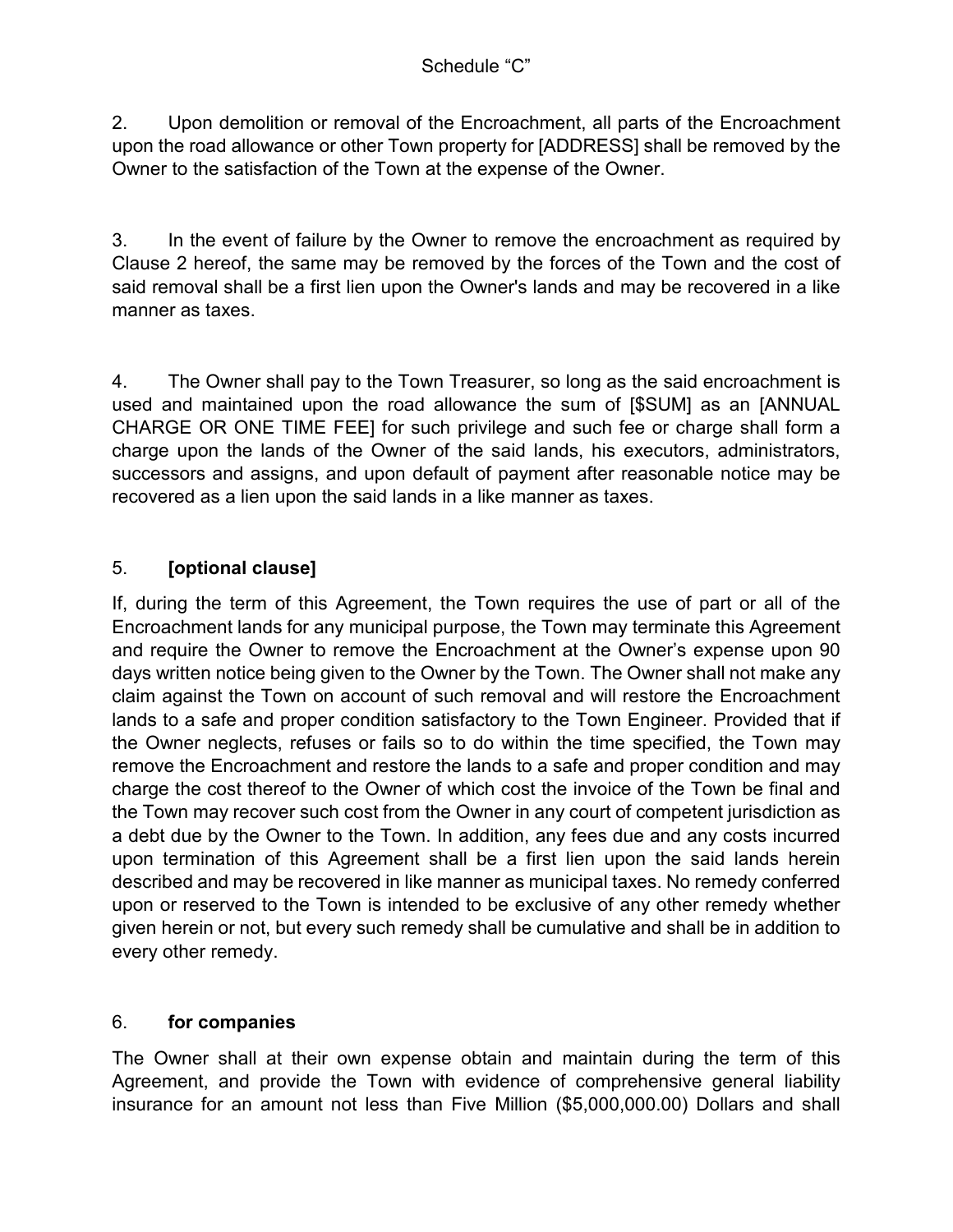Schedule "C"

2. Upon demolition or removal of the Encroachment, all parts of the Encroachment upon the road allowance or other Town property for [ADDRESS] shall be removed by the Owner to the satisfaction of the Town at the expense of the Owner.

3. In the event of failure by the Owner to remove the encroachment as required by Clause 2 hereof, the same may be removed by the forces of the Town and the cost of said removal shall be a first lien upon the Owner's lands and may be recovered in a like manner as taxes.

4. The Owner shall pay to the Town Treasurer, so long as the said encroachment is used and maintained upon the road allowance the sum of [$SUM] as an [ANNUAL CHARGE OR ONE TIME FEE] for such privilege and such fee or charge shall form a charge upon the lands of the Owner of the said lands, his executors, administrators, successors and assigns, and upon default of payment after reasonable notice may be recovered as a lien upon the said lands in a like manner as taxes.

5. **[optional clause]**

If, during the term of this Agreement, the Town requires the use of part or all of the Encroachment lands for any municipal purpose, the Town may terminate this Agreement and require the Owner to remove the Encroachment at the Owner's expense upon 90 days written notice being given to the Owner by the Town. The Owner shall not make any claim against the Town on account of such removal and will restore the Encroachment lands to a safe and proper condition satisfactory to the Town Engineer. Provided that if the Owner neglects, refuses or fails so to do within the time specified, the Town may remove the Encroachment and restore the lands to a safe and proper condition and may charge the cost thereof to the Owner of which cost the invoice of the Town be final and the Town may recover such cost from the Owner in any court of competent jurisdiction as a debt due by the Owner to the Town. In addition, any fees due and any costs incurred upon termination of this Agreement shall be a first lien upon the said lands herein described and may be recovered in like manner as municipal taxes. No remedy conferred upon or reserved to the Town is intended to be exclusive of any other remedy whether given herein or not, but every such remedy shall be cumulative and shall be in addition to every other remedy.

6. **for companies**

The Owner shall at their own expense obtain and maintain during the term of this Agreement, and provide the Town with evidence of comprehensive general liability insurance for an amount not less than Five Million ($5,000,000.00) Dollars and shall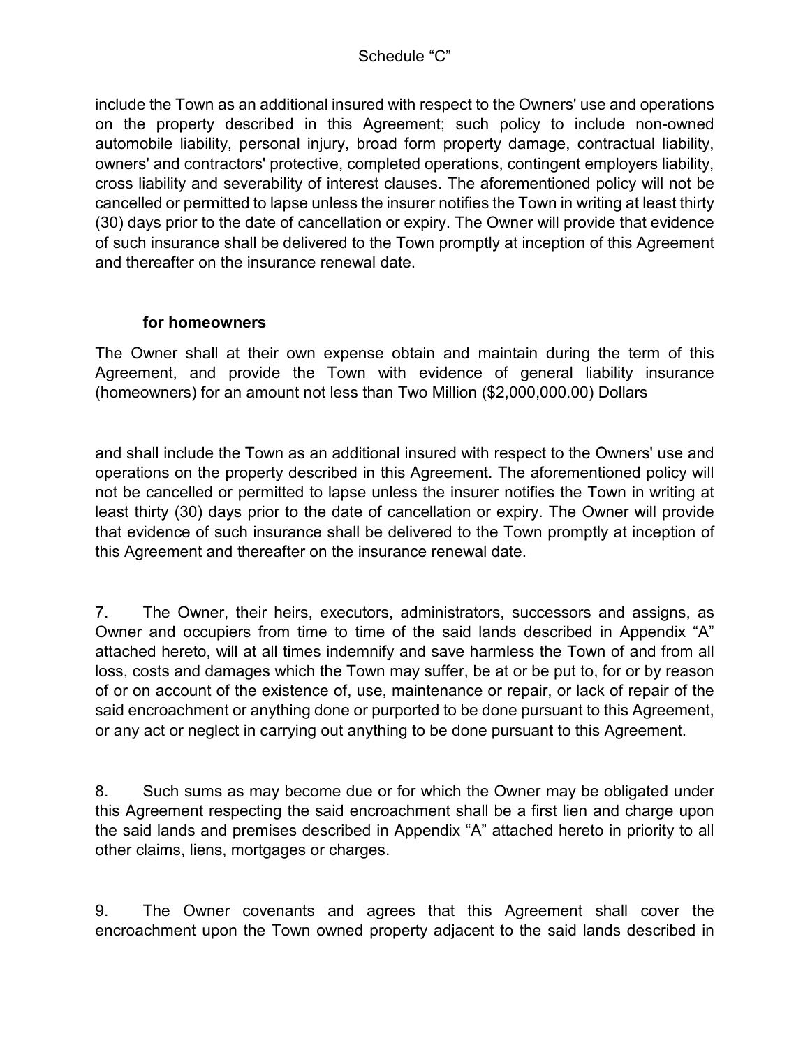include the Town as an additional insured with respect to the Owners' use and operations on the property described in this Agreement; such policy to include non-owned automobile liability, personal injury, broad form property damage, contractual liability, owners' and contractors' protective, completed operations, contingent employers liability, cross liability and severability of interest clauses. The aforementioned policy will not be cancelled or permitted to lapse unless the insurer notifies the Town in writing at least thirty (30) days prior to the date of cancellation or expiry. The Owner will provide that evidence of such insurance shall be delivered to the Town promptly at inception of this Agreement and thereafter on the insurance renewal date.

**for homeowners**

The Owner shall at their own expense obtain and maintain during the term of this Agreement, and provide the Town with evidence of general liability insurance (homeowners) for an amount not less than Two Million ($2,000,000.00) Dollars

and shall include the Town as an additional insured with respect to the Owners' use and operations on the property described in this Agreement. The aforementioned policy will not be cancelled or permitted to lapse unless the insurer notifies the Town in writing at least thirty (30) days prior to the date of cancellation or expiry. The Owner will provide that evidence of such insurance shall be delivered to the Town promptly at inception of this Agreement and thereafter on the insurance renewal date.

7. The Owner, their heirs, executors, administrators, successors and assigns, as Owner and occupiers from time to time of the said lands described in Appendix "A" attached hereto, will at all times indemnify and save harmless the Town of and from all loss, costs and damages which the Town may suffer, be at or be put to, for or by reason of or on account of the existence of, use, maintenance or repair, or lack of repair of the said encroachment or anything done or purported to be done pursuant to this Agreement, or any act or neglect in carrying out anything to be done pursuant to this Agreement.

8. Such sums as may become due or for which the Owner may be obligated under this Agreement respecting the said encroachment shall be a first lien and charge upon the said lands and premises described in Appendix "A" attached hereto in priority to all other claims, liens, mortgages or charges.

9. The Owner covenants and agrees that this Agreement shall cover the encroachment upon the Town owned property adjacent to the said lands described in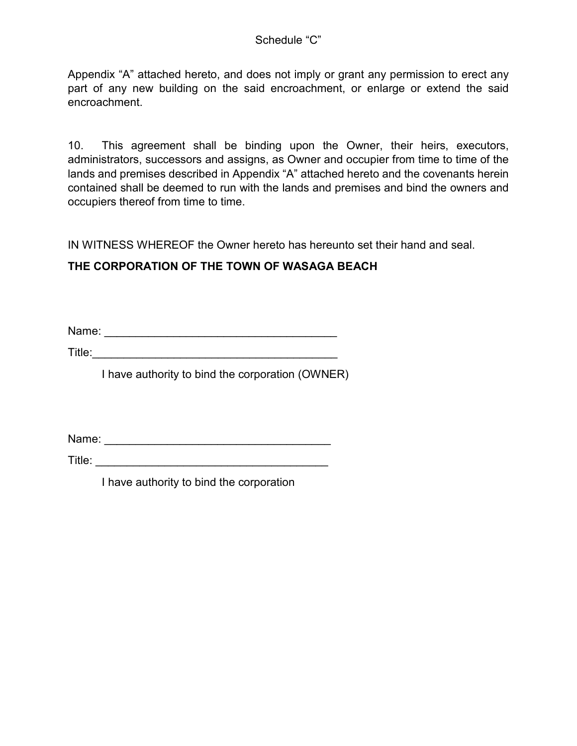Schedule "C"

Appendix "A" attached hereto, and does not imply or grant any permission to erect any part of any new building on the said encroachment, or enlarge or extend the said encroachment.

10. This agreement shall be binding upon the Owner, their heirs, executors, administrators, successors and assigns, as Owner and occupier from time to time of the lands and premises described in Appendix "A" attached hereto and the covenants herein contained shall be deemed to run with the lands and premises and bind the owners and occupiers thereof from time to time.

IN WITNESS WHEREOF the Owner hereto has hereunto set their hand and seal.

**THE CORPORATION OF THE TOWN OF WASAGA BEACH**

Name: _____________________________________

Title:_______________________________________

I have authority to bind the corporation (OWNER)

Name: ____________________________________

Title: ____________________________________

I have authority to bind the corporation